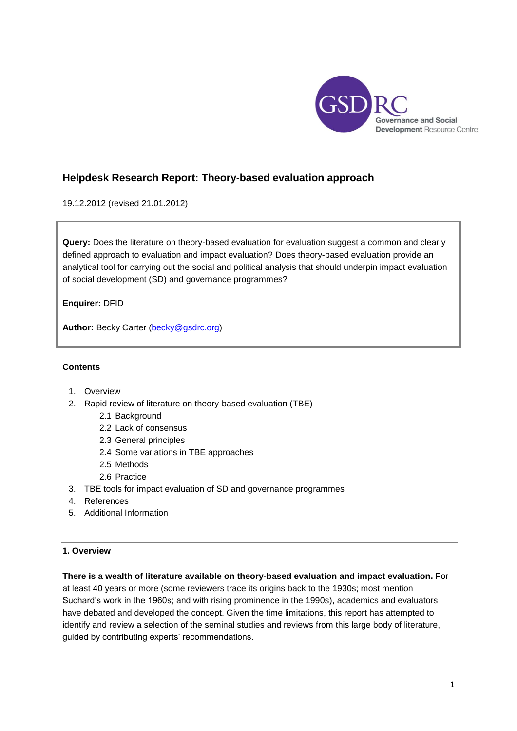# Helpdesk Research Report: Theory-based evaluation approach

19.12.2012 (revised 21.01.2012)

**Query:** Does the literature on theory-based evaluation for evaluation suggest a common and clearly defined approach to evaluation and impact evaluation? Does theory-based evaluation provide an analytical tool for carrying out the social and political analysis that should underpin impact evaluation of social development (SD) and governance programmes?

**Enquirer:** DFID

**Author:** Becky Carter (becky@gsdrc.org)

**Contents**

1. Overview
2. Rapid review of literature on theory-based evaluation (TBE)
   - 2.1 Background
   - 2.2 Lack of consensus
   - 2.3 General principles
   - 2.4 Some variations in TBE approaches
   - 2.5 Methods
   - 2.6 Practice
3. TBE tools for impact evaluation of SD and governance programmes
4. References
5. Additional Information

## 1. Overview

**There is a wealth of literature available on theory-based evaluation and impact evaluation.** For at least 40 years or more (some reviewers trace its origins back to the 1930s; most mention Suchard's work in the 1960s; and with rising prominence in the 1990s), academics and evaluators have debated and developed the concept. Given the time limitations, this report has attempted to identify and review a selection of the seminal studies and reviews from this large body of literature, guided by contributing experts' recommendations.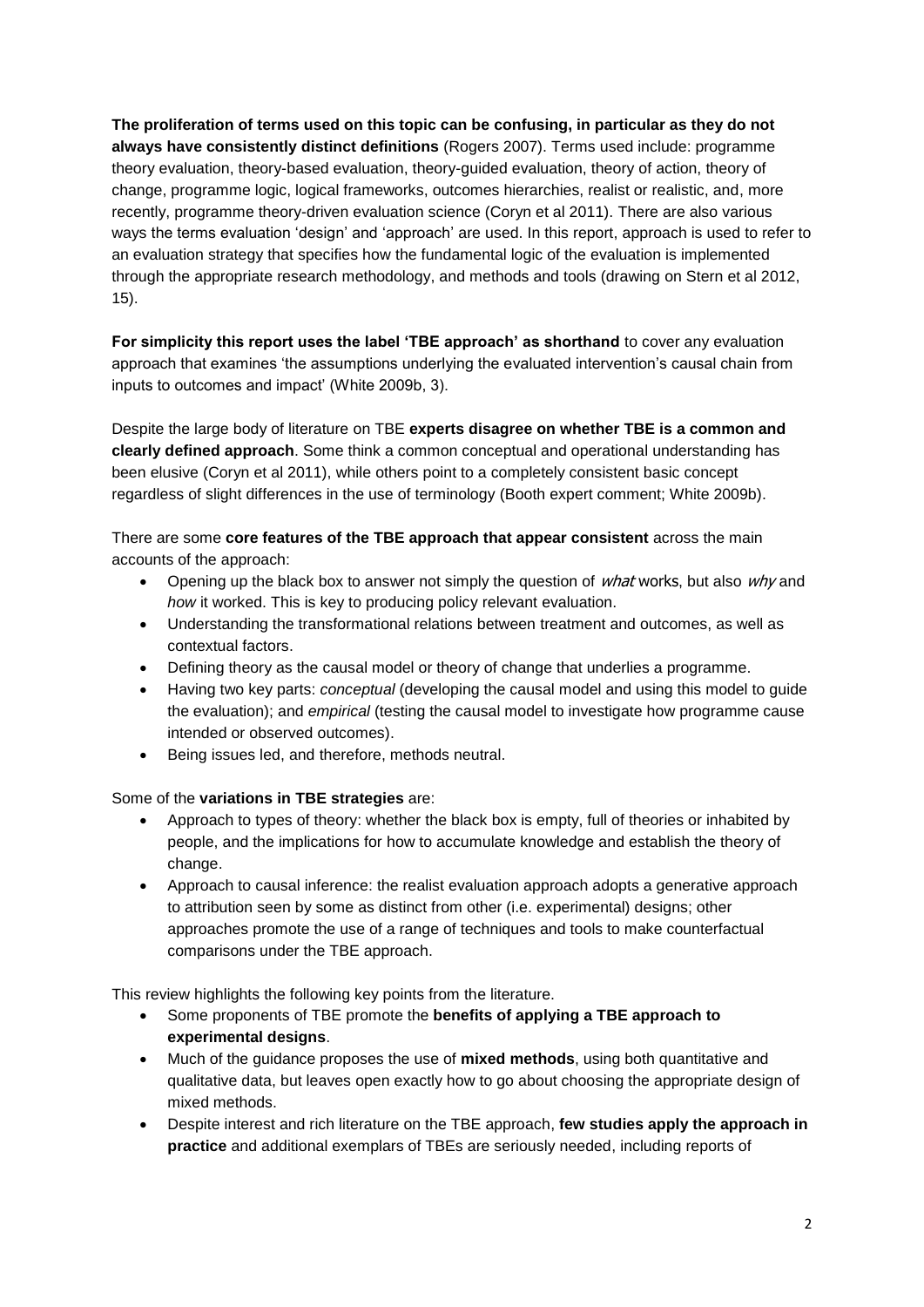**The proliferation of terms used on this topic can be confusing, in particular as they do not always have consistently distinct definitions** (Rogers 2007). Terms used include: programme theory evaluation, theory-based evaluation, theory-guided evaluation, theory of action, theory of change, programme logic, logical frameworks, outcomes hierarchies, realist or realistic, and, more recently, programme theory-driven evaluation science (Coryn et al 2011). There are also various ways the terms evaluation 'design' and 'approach' are used. In this report, approach is used to refer to an evaluation strategy that specifies how the fundamental logic of the evaluation is implemented through the appropriate research methodology, and methods and tools (drawing on Stern et al 2012, 15).

**For simplicity this report uses the label 'TBE approach' as shorthand** to cover any evaluation approach that examines 'the assumptions underlying the evaluated intervention's causal chain from inputs to outcomes and impact' (White 2009b, 3).

Despite the large body of literature on TBE **experts disagree on whether TBE is a common and clearly defined approach**. Some think a common conceptual and operational understanding has been elusive (Coryn et al 2011), while others point to a completely consistent basic concept regardless of slight differences in the use of terminology (Booth expert comment; White 2009b).

There are some **core features of the TBE approach that appear consistent** across the main accounts of the approach:

- Opening up the black box to answer not simply the question of *what* works, but also *why* and *how* it worked. This is key to producing policy relevant evaluation.
- Understanding the transformational relations between treatment and outcomes, as well as contextual factors.
- Defining theory as the causal model or theory of change that underlies a programme.
- Having two key parts: *conceptual* (developing the causal model and using this model to guide the evaluation); and *empirical* (testing the causal model to investigate how programme cause intended or observed outcomes).
- Being issues led, and therefore, methods neutral.

Some of the **variations in TBE strategies** are:

- Approach to types of theory: whether the black box is empty, full of theories or inhabited by people, and the implications for how to accumulate knowledge and establish the theory of change.
- Approach to causal inference: the realist evaluation approach adopts a generative approach to attribution seen by some as distinct from other (i.e. experimental) designs; other approaches promote the use of a range of techniques and tools to make counterfactual comparisons under the TBE approach.

This review highlights the following key points from the literature.

- Some proponents of TBE promote the **benefits of applying a TBE approach to experimental designs**.
- Much of the guidance proposes the use of **mixed methods**, using both quantitative and qualitative data, but leaves open exactly how to go about choosing the appropriate design of mixed methods.
- Despite interest and rich literature on the TBE approach, **few studies apply the approach in practice** and additional exemplars of TBEs are seriously needed, including reports of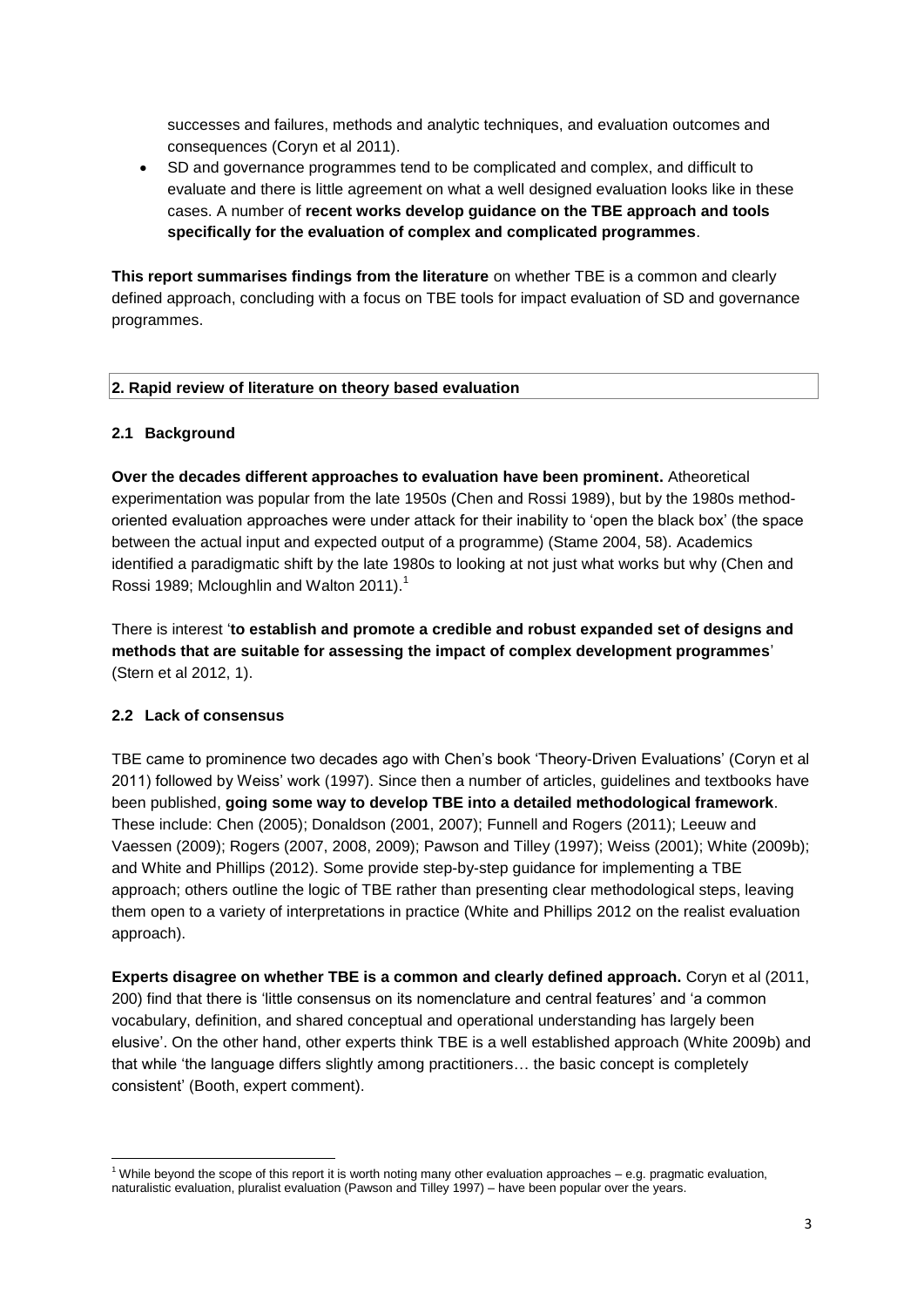successes and failures, methods and analytic techniques, and evaluation outcomes and consequences (Coryn et al 2011).

- SD and governance programmes tend to be complicated and complex, and difficult to evaluate and there is little agreement on what a well designed evaluation looks like in these cases. A number of **recent works develop guidance on the TBE approach and tools specifically for the evaluation of complex and complicated programmes**.

**This report summarises findings from the literature** on whether TBE is a common and clearly defined approach, concluding with a focus on TBE tools for impact evaluation of SD and governance programmes.

## 2. Rapid review of literature on theory based evaluation

### 2.1 Background

**Over the decades different approaches to evaluation have been prominent.** Atheoretical experimentation was popular from the late 1950s (Chen and Rossi 1989), but by the 1980s method-oriented evaluation approaches were under attack for their inability to 'open the black box' (the space between the actual input and expected output of a programme) (Stame 2004, 58). Academics identified a paradigmatic shift by the late 1980s to looking at not just what works but why (Chen and Rossi 1989; Mcloughlin and Walton 2011).[1]

There is interest '**to establish and promote a credible and robust expanded set of designs and methods that are suitable for assessing the impact of complex development programmes**' (Stern et al 2012, 1).

### 2.2 Lack of consensus

TBE came to prominence two decades ago with Chen's book 'Theory-Driven Evaluations' (Coryn et al 2011) followed by Weiss' work (1997). Since then a number of articles, guidelines and textbooks have been published, **going some way to develop TBE into a detailed methodological framework**. These include: Chen (2005); Donaldson (2001, 2007); Funnell and Rogers (2011); Leeuw and Vaessen (2009); Rogers (2007, 2008, 2009); Pawson and Tilley (1997); Weiss (2001); White (2009b); and White and Phillips (2012). Some provide step-by-step guidance for implementing a TBE approach; others outline the logic of TBE rather than presenting clear methodological steps, leaving them open to a variety of interpretations in practice (White and Phillips 2012 on the realist evaluation approach).

**Experts disagree on whether TBE is a common and clearly defined approach.** Coryn et al (2011, 200) find that there is 'little consensus on its nomenclature and central features' and 'a common vocabulary, definition, and shared conceptual and operational understanding has largely been elusive'. On the other hand, other experts think TBE is a well established approach (White 2009b) and that while 'the language differs slightly among practitioners… the basic concept is completely consistent' (Booth, expert comment).

[1] While beyond the scope of this report it is worth noting many other evaluation approaches – e.g. pragmatic evaluation, naturalistic evaluation, pluralist evaluation (Pawson and Tilley 1997) – have been popular over the years.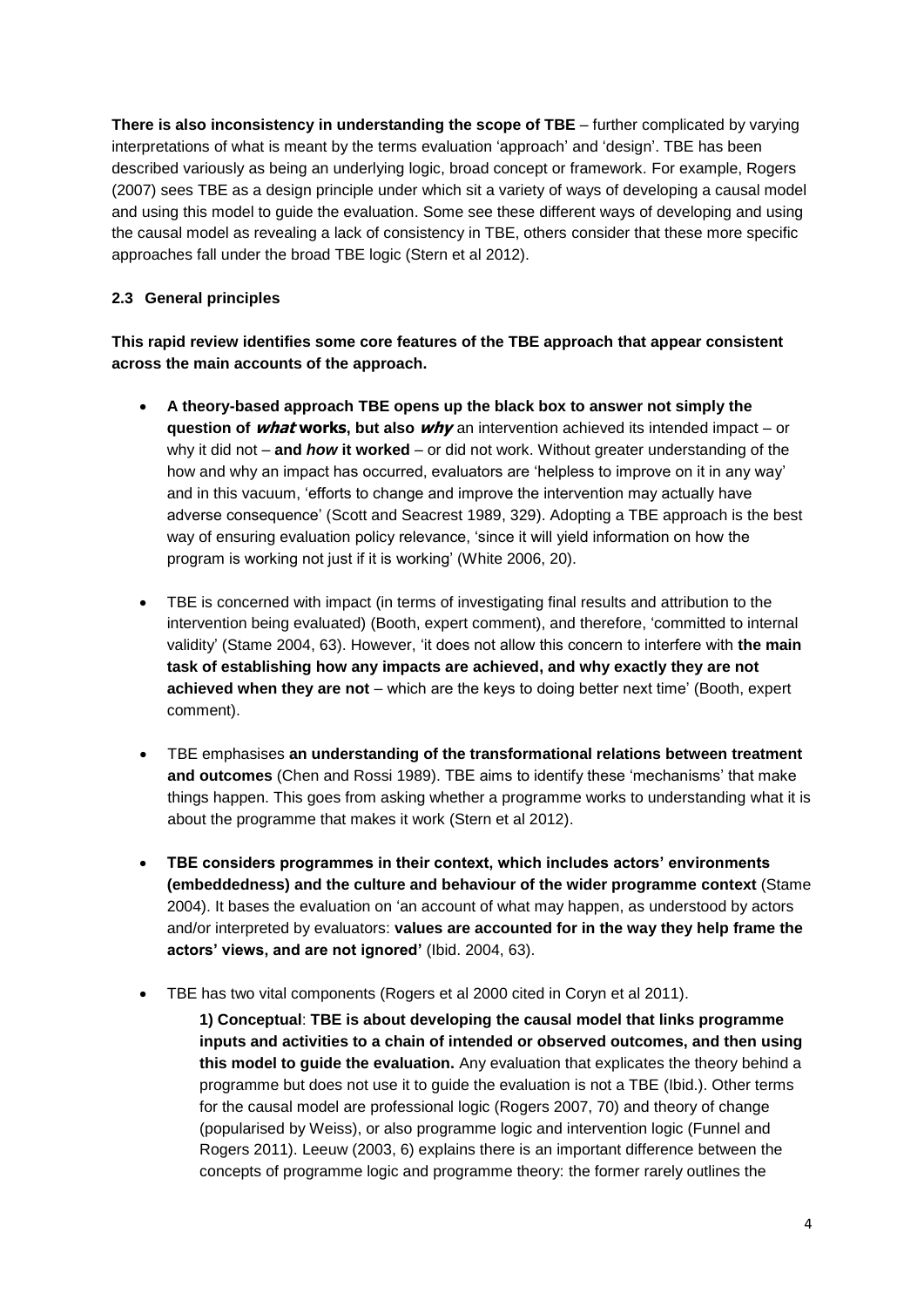**There is also inconsistency in understanding the scope of TBE** – further complicated by varying interpretations of what is meant by the terms evaluation 'approach' and 'design'. TBE has been described variously as being an underlying logic, broad concept or framework. For example, Rogers (2007) sees TBE as a design principle under which sit a variety of ways of developing a causal model and using this model to guide the evaluation. Some see these different ways of developing and using the causal model as revealing a lack of consistency in TBE, others consider that these more specific approaches fall under the broad TBE logic (Stern et al 2012).

### 2.3 General principles

**This rapid review identifies some core features of the TBE approach that appear consistent across the main accounts of the approach.**

- **A theory-based approach TBE opens up the black box to answer not simply the question of *what* works, but also *why*** an intervention achieved its intended impact – or why it did not – **and *how* it worked** – or did not work. Without greater understanding of the how and why an impact has occurred, evaluators are 'helpless to improve on it in any way' and in this vacuum, 'efforts to change and improve the intervention may actually have adverse consequence' (Scott and Seacrest 1989, 329). Adopting a TBE approach is the best way of ensuring evaluation policy relevance, 'since it will yield information on how the program is working not just if it is working' (White 2006, 20).

- TBE is concerned with impact (in terms of investigating final results and attribution to the intervention being evaluated) (Booth, expert comment), and therefore, 'committed to internal validity' (Stame 2004, 63). However, 'it does not allow this concern to interfere with **the main task of establishing how any impacts are achieved, and why exactly they are not achieved when they are not** – which are the keys to doing better next time' (Booth, expert comment).

- TBE emphasises **an understanding of the transformational relations between treatment and outcomes** (Chen and Rossi 1989). TBE aims to identify these 'mechanisms' that make things happen. This goes from asking whether a programme works to understanding what it is about the programme that makes it work (Stern et al 2012).

- **TBE considers programmes in their context, which includes actors' environments (embeddedness) and the culture and behaviour of the wider programme context** (Stame 2004). It bases the evaluation on 'an account of what may happen, as understood by actors and/or interpreted by evaluators: **values are accounted for in the way they help frame the actors' views, and are not ignored'** (Ibid. 2004, 63).

- TBE has two vital components (Rogers et al 2000 cited in Coryn et al 2011).

  **1) Conceptual**: **TBE is about developing the causal model that links programme inputs and activities to a chain of intended or observed outcomes, and then using this model to guide the evaluation.** Any evaluation that explicates the theory behind a programme but does not use it to guide the evaluation is not a TBE (Ibid.). Other terms for the causal model are professional logic (Rogers 2007, 70) and theory of change (popularised by Weiss), or also programme logic and intervention logic (Funnel and Rogers 2011). Leeuw (2003, 6) explains there is an important difference between the concepts of programme logic and programme theory: the former rarely outlines the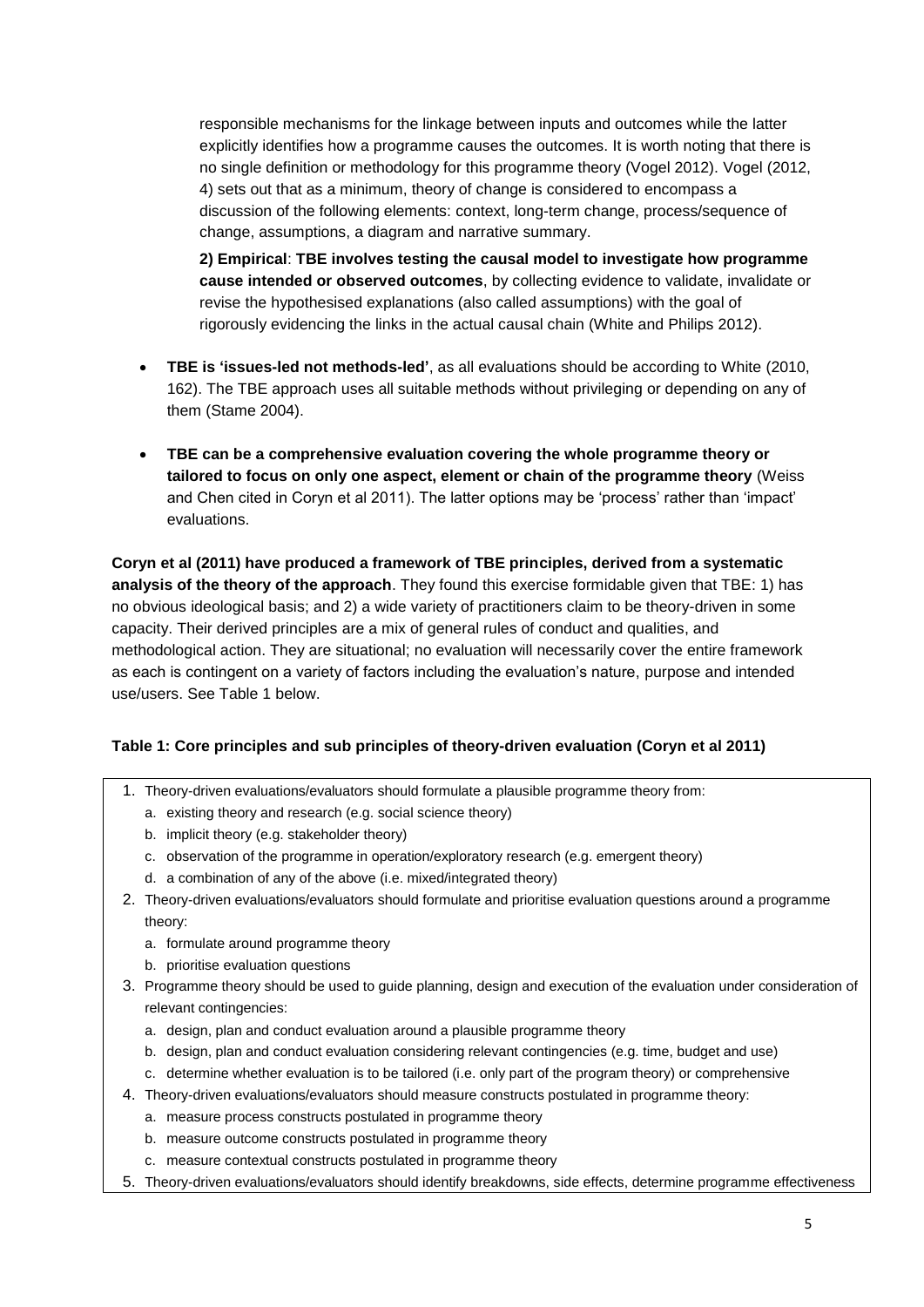responsible mechanisms for the linkage between inputs and outcomes while the latter explicitly identifies how a programme causes the outcomes. It is worth noting that there is no single definition or methodology for this programme theory (Vogel 2012). Vogel (2012, 4) sets out that as a minimum, theory of change is considered to encompass a discussion of the following elements: context, long-term change, process/sequence of change, assumptions, a diagram and narrative summary.

**2) Empirical**: **TBE involves testing the causal model to investigate how programme cause intended or observed outcomes**, by collecting evidence to validate, invalidate or revise the hypothesised explanations (also called assumptions) with the goal of rigorously evidencing the links in the actual causal chain (White and Philips 2012).

- **TBE is 'issues-led not methods-led'**, as all evaluations should be according to White (2010, 162). The TBE approach uses all suitable methods without privileging or depending on any of them (Stame 2004).

- **TBE can be a comprehensive evaluation covering the whole programme theory or tailored to focus on only one aspect, element or chain of the programme theory** (Weiss and Chen cited in Coryn et al 2011). The latter options may be 'process' rather than 'impact' evaluations.

**Coryn et al (2011) have produced a framework of TBE principles, derived from a systematic analysis of the theory of the approach**. They found this exercise formidable given that TBE: 1) has no obvious ideological basis; and 2) a wide variety of practitioners claim to be theory-driven in some capacity. Their derived principles are a mix of general rules of conduct and qualities, and methodological action. They are situational; no evaluation will necessarily cover the entire framework as each is contingent on a variety of factors including the evaluation's nature, purpose and intended use/users. See Table 1 below.

**Table 1: Core principles and sub principles of theory-driven evaluation (Coryn et al 2011)**

1. Theory-driven evaluations/evaluators should formulate a plausible programme theory from:
   a. existing theory and research (e.g. social science theory)
   b. implicit theory (e.g. stakeholder theory)
   c. observation of the programme in operation/exploratory research (e.g. emergent theory)
   d. a combination of any of the above (i.e. mixed/integrated theory)
2. Theory-driven evaluations/evaluators should formulate and prioritise evaluation questions around a programme theory:
   a. formulate around programme theory
   b. prioritise evaluation questions
3. Programme theory should be used to guide planning, design and execution of the evaluation under consideration of relevant contingencies:
   a. design, plan and conduct evaluation around a plausible programme theory
   b. design, plan and conduct evaluation considering relevant contingencies (e.g. time, budget and use)
   c. determine whether evaluation is to be tailored (i.e. only part of the program theory) or comprehensive
4. Theory-driven evaluations/evaluators should measure constructs postulated in programme theory:
   a. measure process constructs postulated in programme theory
   b. measure outcome constructs postulated in programme theory
   c. measure contextual constructs postulated in programme theory
5. Theory-driven evaluations/evaluators should identify breakdowns, side effects, determine programme effectiveness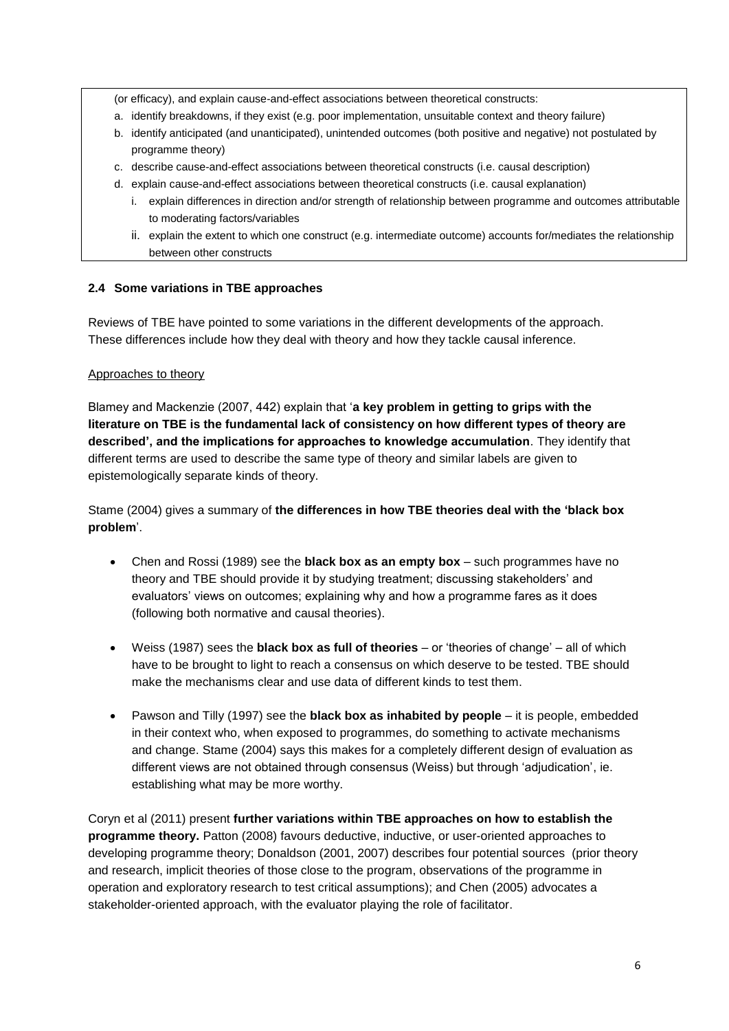(or efficacy), and explain cause-and-effect associations between theoretical constructs:

a. identify breakdowns, if they exist (e.g. poor implementation, unsuitable context and theory failure)
b. identify anticipated (and unanticipated), unintended outcomes (both positive and negative) not postulated by programme theory)
c. describe cause-and-effect associations between theoretical constructs (i.e. causal description)
d. explain cause-and-effect associations between theoretical constructs (i.e. causal explanation)
   i. explain differences in direction and/or strength of relationship between programme and outcomes attributable to moderating factors/variables
   ii. explain the extent to which one construct (e.g. intermediate outcome) accounts for/mediates the relationship between other constructs

### 2.4 Some variations in TBE approaches

Reviews of TBE have pointed to some variations in the different developments of the approach. These differences include how they deal with theory and how they tackle causal inference.

Approaches to theory

Blamey and Mackenzie (2007, 442) explain that '**a key problem in getting to grips with the literature on TBE is the fundamental lack of consistency on how different types of theory are described', and the implications for approaches to knowledge accumulation**. They identify that different terms are used to describe the same type of theory and similar labels are given to epistemologically separate kinds of theory.

Stame (2004) gives a summary of **the differences in how TBE theories deal with the 'black box problem**'.

- Chen and Rossi (1989) see the **black box as an empty box** – such programmes have no theory and TBE should provide it by studying treatment; discussing stakeholders' and evaluators' views on outcomes; explaining why and how a programme fares as it does (following both normative and causal theories).

- Weiss (1987) sees the **black box as full of theories** – or 'theories of change' – all of which have to be brought to light to reach a consensus on which deserve to be tested. TBE should make the mechanisms clear and use data of different kinds to test them.

- Pawson and Tilly (1997) see the **black box as inhabited by people** – it is people, embedded in their context who, when exposed to programmes, do something to activate mechanisms and change. Stame (2004) says this makes for a completely different design of evaluation as different views are not obtained through consensus (Weiss) but through 'adjudication', ie. establishing what may be more worthy.

Coryn et al (2011) present **further variations within TBE approaches on how to establish the programme theory.** Patton (2008) favours deductive, inductive, or user-oriented approaches to developing programme theory; Donaldson (2001, 2007) describes four potential sources (prior theory and research, implicit theories of those close to the program, observations of the programme in operation and exploratory research to test critical assumptions); and Chen (2005) advocates a stakeholder-oriented approach, with the evaluator playing the role of facilitator.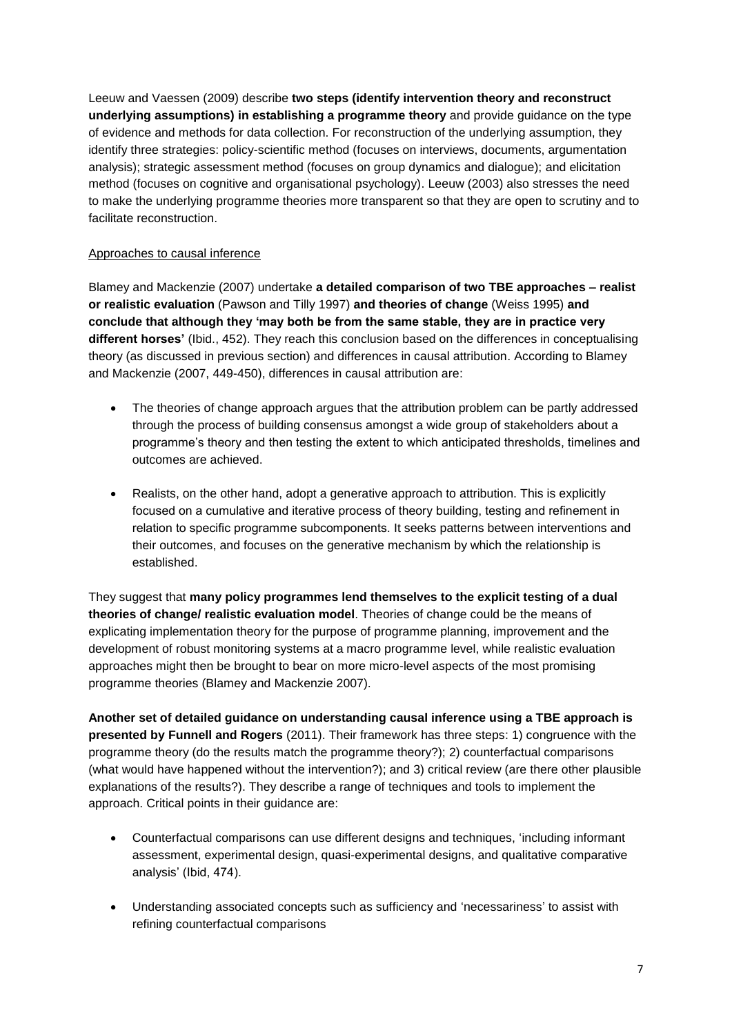Leeuw and Vaessen (2009) describe **two steps (identify intervention theory and reconstruct underlying assumptions) in establishing a programme theory** and provide guidance on the type of evidence and methods for data collection. For reconstruction of the underlying assumption, they identify three strategies: policy-scientific method (focuses on interviews, documents, argumentation analysis); strategic assessment method (focuses on group dynamics and dialogue); and elicitation method (focuses on cognitive and organisational psychology). Leeuw (2003) also stresses the need to make the underlying programme theories more transparent so that they are open to scrutiny and to facilitate reconstruction.

<u>Approaches to causal inference</u>

Blamey and Mackenzie (2007) undertake **a detailed comparison of two TBE approaches – realist or realistic evaluation** (Pawson and Tilly 1997) **and theories of change** (Weiss 1995) **and conclude that although they 'may both be from the same stable, they are in practice very different horses'** (Ibid., 452). They reach this conclusion based on the differences in conceptualising theory (as discussed in previous section) and differences in causal attribution. According to Blamey and Mackenzie (2007, 449-450), differences in causal attribution are:

- The theories of change approach argues that the attribution problem can be partly addressed through the process of building consensus amongst a wide group of stakeholders about a programme's theory and then testing the extent to which anticipated thresholds, timelines and outcomes are achieved.

- Realists, on the other hand, adopt a generative approach to attribution. This is explicitly focused on a cumulative and iterative process of theory building, testing and refinement in relation to specific programme subcomponents. It seeks patterns between interventions and their outcomes, and focuses on the generative mechanism by which the relationship is established.

They suggest that **many policy programmes lend themselves to the explicit testing of a dual theories of change/ realistic evaluation model**. Theories of change could be the means of explicating implementation theory for the purpose of programme planning, improvement and the development of robust monitoring systems at a macro programme level, while realistic evaluation approaches might then be brought to bear on more micro-level aspects of the most promising programme theories (Blamey and Mackenzie 2007).

**Another set of detailed guidance on understanding causal inference using a TBE approach is presented by Funnell and Rogers** (2011). Their framework has three steps: 1) congruence with the programme theory (do the results match the programme theory?); 2) counterfactual comparisons (what would have happened without the intervention?); and 3) critical review (are there other plausible explanations of the results?). They describe a range of techniques and tools to implement the approach. Critical points in their guidance are:

- Counterfactual comparisons can use different designs and techniques, 'including informant assessment, experimental design, quasi-experimental designs, and qualitative comparative analysis' (Ibid, 474).

- Understanding associated concepts such as sufficiency and 'necessariness' to assist with refining counterfactual comparisons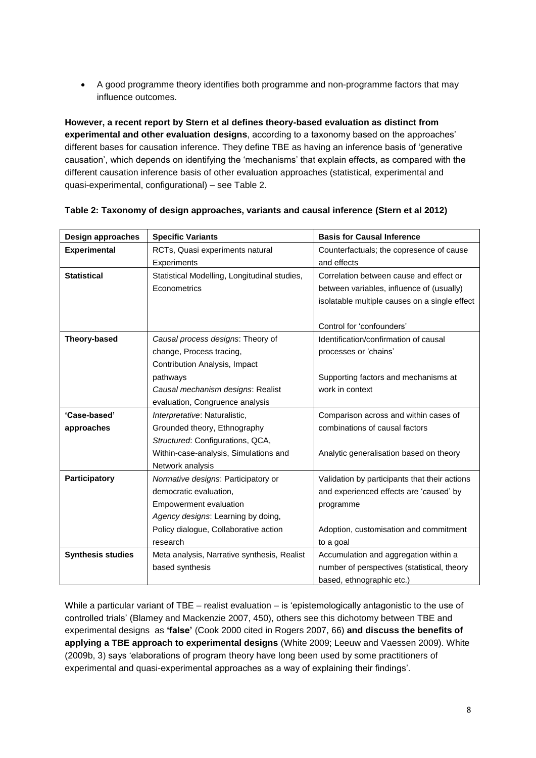- A good programme theory identifies both programme and non-programme factors that may influence outcomes.

**However, a recent report by Stern et al defines theory-based evaluation as distinct from experimental and other evaluation designs**, according to a taxonomy based on the approaches' different bases for causation inference. They define TBE as having an inference basis of 'generative causation', which depends on identifying the 'mechanisms' that explain effects, as compared with the different causation inference basis of other evaluation approaches (statistical, experimental and quasi-experimental, configurational) – see Table 2.

**Table 2: Taxonomy of design approaches, variants and causal inference (Stern et al 2012)**

| Design approaches | Specific Variants | Basis for Causal Inference |
|---|---|---|
| **Experimental** | RCTs, Quasi experiments natural Experiments | Counterfactuals; the copresence of cause and effects |
| **Statistical** | Statistical Modelling, Longitudinal studies, Econometrics | Correlation between cause and effect or between variables, influence of (usually) isolatable multiple causes on a single effect<br><br>Control for 'confounders' |
| **Theory-based** | *Causal process designs*: Theory of change, Process tracing, Contribution Analysis, Impact pathways<br>*Causal mechanism designs*: Realist evaluation, Congruence analysis | Identification/confirmation of causal processes or 'chains'<br><br>Supporting factors and mechanisms at work in context |
| **'Case-based' approaches** | *Interpretative*: Naturalistic, Grounded theory, Ethnography<br>*Structured*: Configurations, QCA, Within-case-analysis, Simulations and Network analysis | Comparison across and within cases of combinations of causal factors<br><br>Analytic generalisation based on theory |
| **Participatory** | *Normative designs*: Participatory or democratic evaluation, Empowerment evaluation<br>*Agency designs*: Learning by doing, Policy dialogue, Collaborative action research | Validation by participants that their actions and experienced effects are 'caused' by programme<br><br>Adoption, customisation and commitment to a goal |
| **Synthesis studies** | Meta analysis, Narrative synthesis, Realist based synthesis | Accumulation and aggregation within a number of perspectives (statistical, theory based, ethnographic etc.) |

While a particular variant of TBE – realist evaluation – is 'epistemologically antagonistic to the use of controlled trials' (Blamey and Mackenzie 2007, 450), others see this dichotomy between TBE and experimental designs as **'false'** (Cook 2000 cited in Rogers 2007, 66) **and discuss the benefits of applying a TBE approach to experimental designs** (White 2009; Leeuw and Vaessen 2009). White (2009b, 3) says 'elaborations of program theory have long been used by some practitioners of experimental and quasi-experimental approaches as a way of explaining their findings'.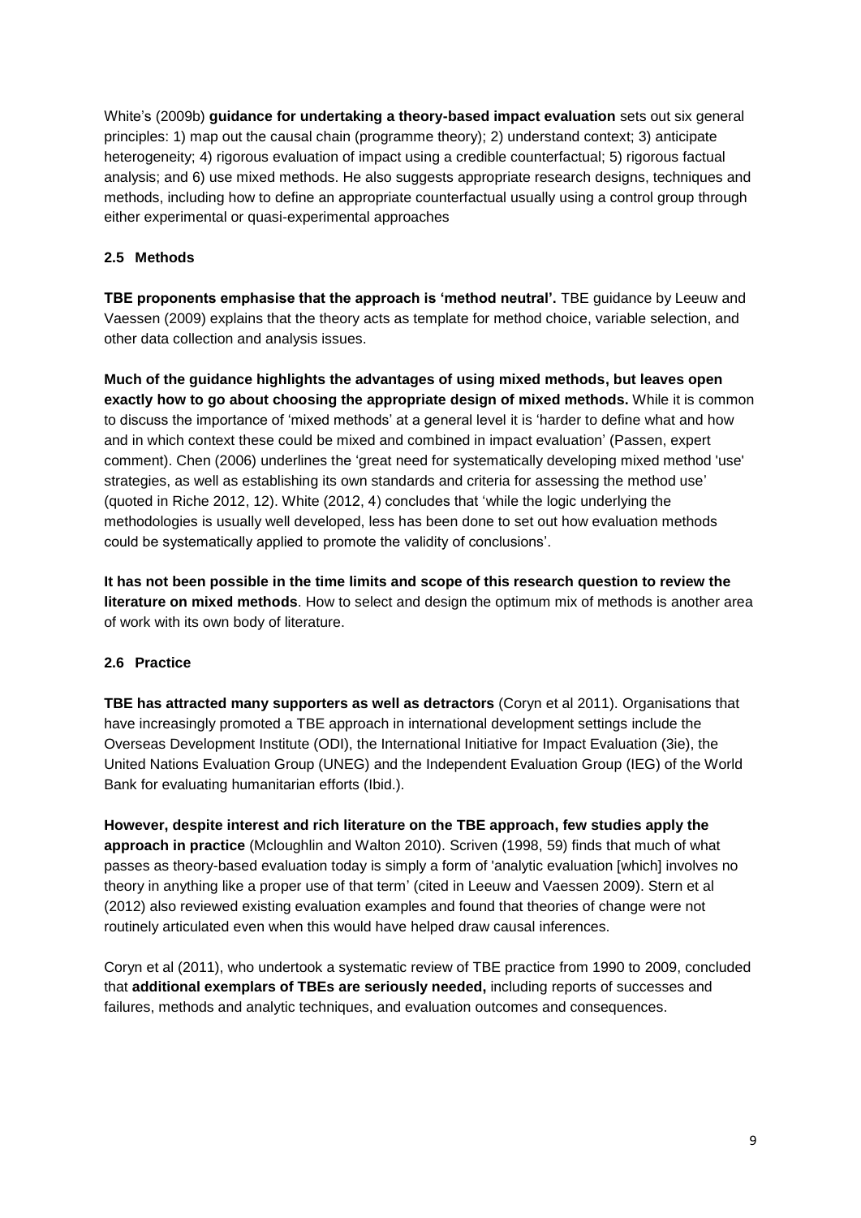White's (2009b) **guidance for undertaking a theory-based impact evaluation** sets out six general principles: 1) map out the causal chain (programme theory); 2) understand context; 3) anticipate heterogeneity; 4) rigorous evaluation of impact using a credible counterfactual; 5) rigorous factual analysis; and 6) use mixed methods. He also suggests appropriate research designs, techniques and methods, including how to define an appropriate counterfactual usually using a control group through either experimental or quasi-experimental approaches

### 2.5 Methods

**TBE proponents emphasise that the approach is 'method neutral'.** TBE guidance by Leeuw and Vaessen (2009) explains that the theory acts as template for method choice, variable selection, and other data collection and analysis issues.

**Much of the guidance highlights the advantages of using mixed methods, but leaves open exactly how to go about choosing the appropriate design of mixed methods.** While it is common to discuss the importance of 'mixed methods' at a general level it is 'harder to define what and how and in which context these could be mixed and combined in impact evaluation' (Passen, expert comment). Chen (2006) underlines the 'great need for systematically developing mixed method 'use' strategies, as well as establishing its own standards and criteria for assessing the method use' (quoted in Riche 2012, 12). White (2012, 4) concludes that 'while the logic underlying the methodologies is usually well developed, less has been done to set out how evaluation methods could be systematically applied to promote the validity of conclusions'.

**It has not been possible in the time limits and scope of this research question to review the literature on mixed methods**. How to select and design the optimum mix of methods is another area of work with its own body of literature.

### 2.6 Practice

**TBE has attracted many supporters as well as detractors** (Coryn et al 2011). Organisations that have increasingly promoted a TBE approach in international development settings include the Overseas Development Institute (ODI), the International Initiative for Impact Evaluation (3ie), the United Nations Evaluation Group (UNEG) and the Independent Evaluation Group (IEG) of the World Bank for evaluating humanitarian efforts (Ibid.).

**However, despite interest and rich literature on the TBE approach, few studies apply the approach in practice** (Mcloughlin and Walton 2010). Scriven (1998, 59) finds that much of what passes as theory-based evaluation today is simply a form of 'analytic evaluation [which] involves no theory in anything like a proper use of that term' (cited in Leeuw and Vaessen 2009). Stern et al (2012) also reviewed existing evaluation examples and found that theories of change were not routinely articulated even when this would have helped draw causal inferences.

Coryn et al (2011), who undertook a systematic review of TBE practice from 1990 to 2009, concluded that **additional exemplars of TBEs are seriously needed,** including reports of successes and failures, methods and analytic techniques, and evaluation outcomes and consequences.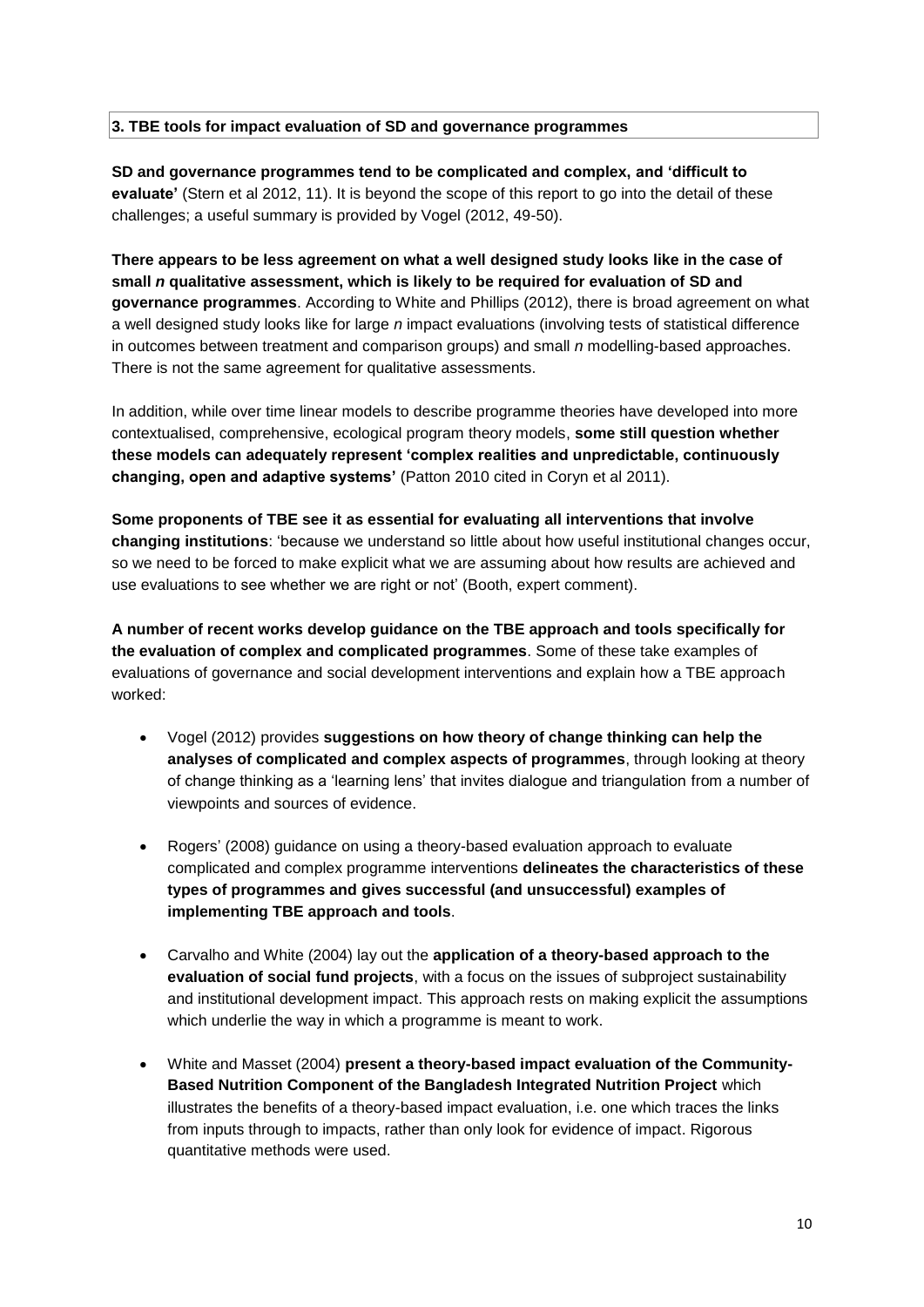## 3. TBE tools for impact evaluation of SD and governance programmes

**SD and governance programmes tend to be complicated and complex, and 'difficult to evaluate'** (Stern et al 2012, 11). It is beyond the scope of this report to go into the detail of these challenges; a useful summary is provided by Vogel (2012, 49-50).

**There appears to be less agreement on what a well designed study looks like in the case of small *n* qualitative assessment, which is likely to be required for evaluation of SD and governance programmes**. According to White and Phillips (2012), there is broad agreement on what a well designed study looks like for large *n* impact evaluations (involving tests of statistical difference in outcomes between treatment and comparison groups) and small *n* modelling-based approaches. There is not the same agreement for qualitative assessments.

In addition, while over time linear models to describe programme theories have developed into more contextualised, comprehensive, ecological program theory models, **some still question whether these models can adequately represent 'complex realities and unpredictable, continuously changing, open and adaptive systems'** (Patton 2010 cited in Coryn et al 2011).

**Some proponents of TBE see it as essential for evaluating all interventions that involve changing institutions**: 'because we understand so little about how useful institutional changes occur, so we need to be forced to make explicit what we are assuming about how results are achieved and use evaluations to see whether we are right or not' (Booth, expert comment).

**A number of recent works develop guidance on the TBE approach and tools specifically for the evaluation of complex and complicated programmes**. Some of these take examples of evaluations of governance and social development interventions and explain how a TBE approach worked:

- Vogel (2012) provides **suggestions on how theory of change thinking can help the analyses of complicated and complex aspects of programmes**, through looking at theory of change thinking as a 'learning lens' that invites dialogue and triangulation from a number of viewpoints and sources of evidence.
- Rogers' (2008) guidance on using a theory-based evaluation approach to evaluate complicated and complex programme interventions **delineates the characteristics of these types of programmes and gives successful (and unsuccessful) examples of implementing TBE approach and tools**.
- Carvalho and White (2004) lay out the **application of a theory-based approach to the evaluation of social fund projects**, with a focus on the issues of subproject sustainability and institutional development impact. This approach rests on making explicit the assumptions which underlie the way in which a programme is meant to work.
- White and Masset (2004) **present a theory-based impact evaluation of the Community-Based Nutrition Component of the Bangladesh Integrated Nutrition Project** which illustrates the benefits of a theory-based impact evaluation, i.e. one which traces the links from inputs through to impacts, rather than only look for evidence of impact. Rigorous quantitative methods were used.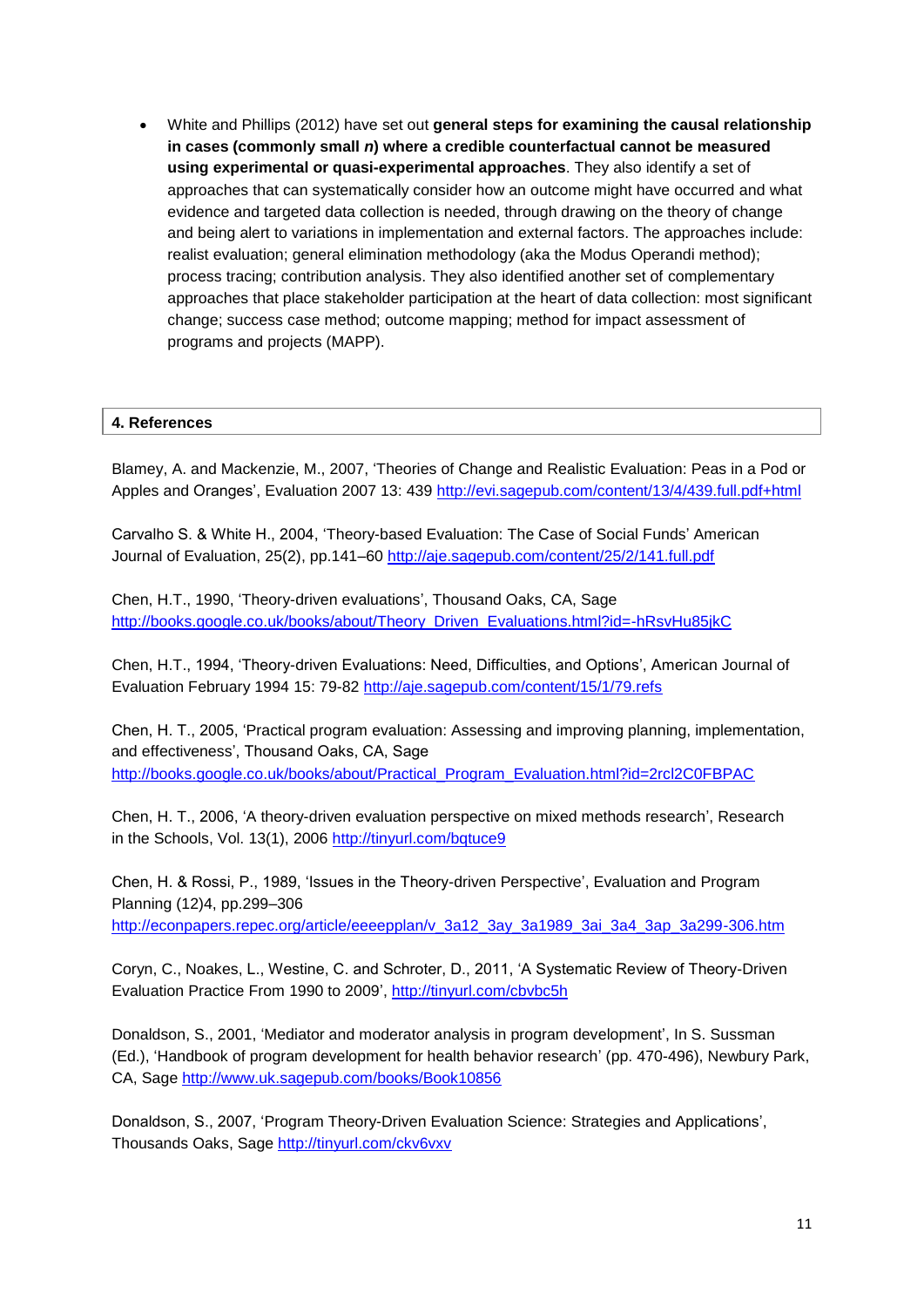- White and Phillips (2012) have set out **general steps for examining the causal relationship in cases (commonly small *n*) where a credible counterfactual cannot be measured using experimental or quasi-experimental approaches**. They also identify a set of approaches that can systematically consider how an outcome might have occurred and what evidence and targeted data collection is needed, through drawing on the theory of change and being alert to variations in implementation and external factors. The approaches include: realist evaluation; general elimination methodology (aka the Modus Operandi method); process tracing; contribution analysis. They also identified another set of complementary approaches that place stakeholder participation at the heart of data collection: most significant change; success case method; outcome mapping; method for impact assessment of programs and projects (MAPP).

## 4. References

Blamey, A. and Mackenzie, M., 2007, 'Theories of Change and Realistic Evaluation: Peas in a Pod or Apples and Oranges', Evaluation 2007 13: 439 http://evi.sagepub.com/content/13/4/439.full.pdf+html

Carvalho S. & White H., 2004, 'Theory-based Evaluation: The Case of Social Funds' American Journal of Evaluation, 25(2), pp.141–60 http://aje.sagepub.com/content/25/2/141.full.pdf

Chen, H.T., 1990, 'Theory-driven evaluations', Thousand Oaks, CA, Sage http://books.google.co.uk/books/about/Theory_Driven_Evaluations.html?id=-hRsvHu85jkC

Chen, H.T., 1994, 'Theory-driven Evaluations: Need, Difficulties, and Options', American Journal of Evaluation February 1994 15: 79-82 http://aje.sagepub.com/content/15/1/79.refs

Chen, H. T., 2005, 'Practical program evaluation: Assessing and improving planning, implementation, and effectiveness', Thousand Oaks, CA, Sage http://books.google.co.uk/books/about/Practical_Program_Evaluation.html?id=2rcl2C0FBPAC

Chen, H. T., 2006, 'A theory-driven evaluation perspective on mixed methods research', Research in the Schools, Vol. 13(1), 2006 http://tinyurl.com/bqtuce9

Chen, H. & Rossi, P., 1989, 'Issues in the Theory-driven Perspective', Evaluation and Program Planning (12)4, pp.299–306 http://econpapers.repec.org/article/eeeepplan/v_3a12_3ay_3a1989_3ai_3a4_3ap_3a299-306.htm

Coryn, C., Noakes, L., Westine, C. and Schroter, D., 2011, 'A Systematic Review of Theory-Driven Evaluation Practice From 1990 to 2009', http://tinyurl.com/cbvbc5h

Donaldson, S., 2001, 'Mediator and moderator analysis in program development', In S. Sussman (Ed.), 'Handbook of program development for health behavior research' (pp. 470-496), Newbury Park, CA, Sage http://www.uk.sagepub.com/books/Book10856

Donaldson, S., 2007, 'Program Theory-Driven Evaluation Science: Strategies and Applications', Thousands Oaks, Sage http://tinyurl.com/ckv6vxv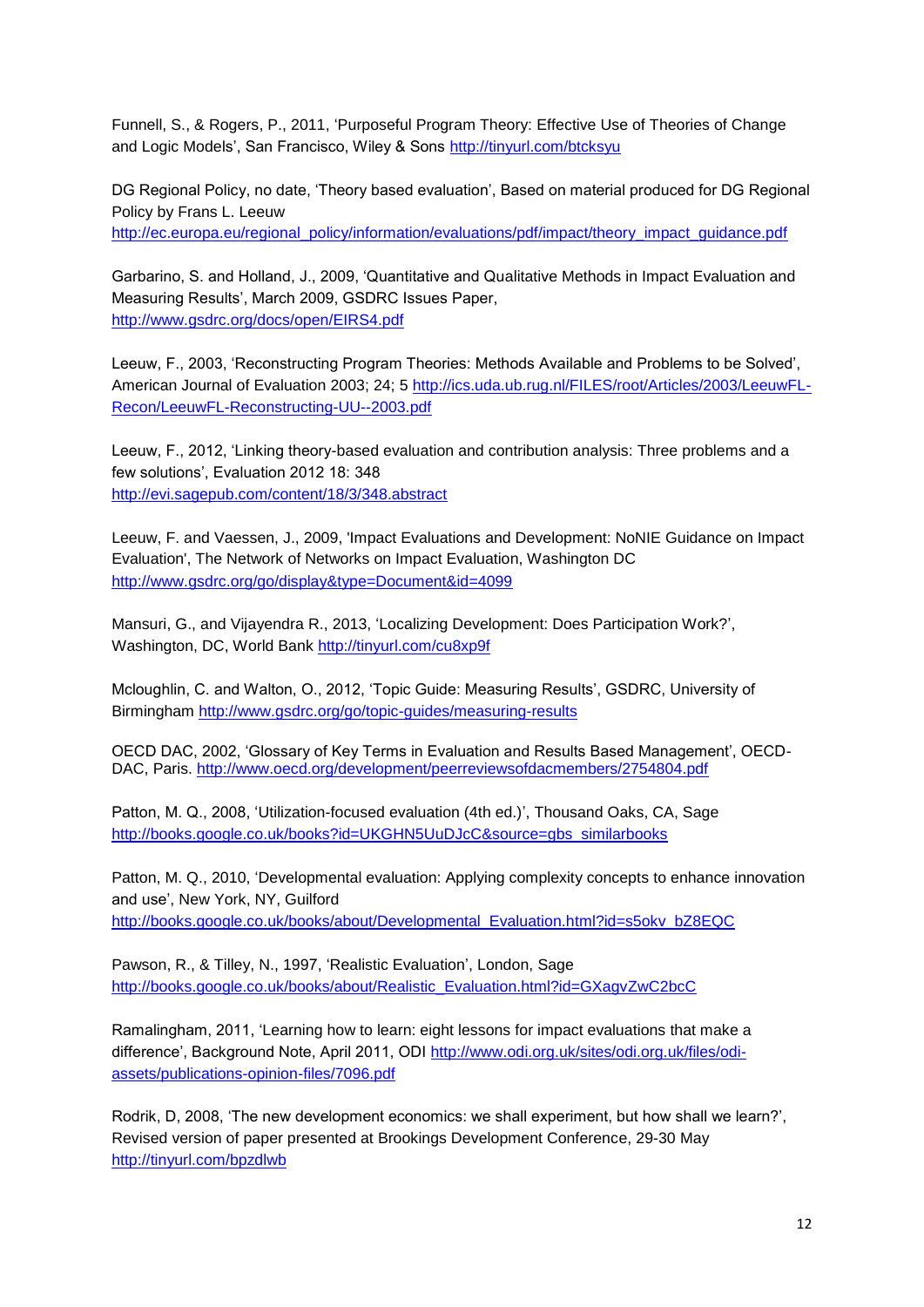Funnell, S., & Rogers, P., 2011, 'Purposeful Program Theory: Effective Use of Theories of Change and Logic Models', San Francisco, Wiley & Sons http://tinyurl.com/btcksyu

DG Regional Policy, no date, 'Theory based evaluation', Based on material produced for DG Regional Policy by Frans L. Leeuw
http://ec.europa.eu/regional_policy/information/evaluations/pdf/impact/theory_impact_guidance.pdf

Garbarino, S. and Holland, J., 2009, 'Quantitative and Qualitative Methods in Impact Evaluation and Measuring Results', March 2009, GSDRC Issues Paper,
http://www.gsdrc.org/docs/open/EIRS4.pdf

Leeuw, F., 2003, 'Reconstructing Program Theories: Methods Available and Problems to be Solved', American Journal of Evaluation 2003; 24; 5 http://ics.uda.ub.rug.nl/FILES/root/Articles/2003/LeeuwFL-Recon/LeeuwFL-Reconstructing-UU--2003.pdf

Leeuw, F., 2012, 'Linking theory-based evaluation and contribution analysis: Three problems and a few solutions', Evaluation 2012 18: 348
http://evi.sagepub.com/content/18/3/348.abstract

Leeuw, F. and Vaessen, J., 2009, 'Impact Evaluations and Development: NoNIE Guidance on Impact Evaluation', The Network of Networks on Impact Evaluation, Washington DC
http://www.gsdrc.org/go/display&type=Document&id=4099

Mansuri, G., and Vijayendra R., 2013, 'Localizing Development: Does Participation Work?', Washington, DC, World Bank http://tinyurl.com/cu8xp9f

Mcloughlin, C. and Walton, O., 2012, 'Topic Guide: Measuring Results', GSDRC, University of Birmingham http://www.gsdrc.org/go/topic-guides/measuring-results

OECD DAC, 2002, 'Glossary of Key Terms in Evaluation and Results Based Management', OECD-DAC, Paris. http://www.oecd.org/development/peerreviewsofdacmembers/2754804.pdf

Patton, M. Q., 2008, 'Utilization-focused evaluation (4th ed.)', Thousand Oaks, CA, Sage
http://books.google.co.uk/books?id=UKGHN5UuDJcC&source=gbs_similarbooks

Patton, M. Q., 2010, 'Developmental evaluation: Applying complexity concepts to enhance innovation and use', New York, NY, Guilford
http://books.google.co.uk/books/about/Developmental_Evaluation.html?id=s5okv_bZ8EQC

Pawson, R., & Tilley, N., 1997, 'Realistic Evaluation', London, Sage
http://books.google.co.uk/books/about/Realistic_Evaluation.html?id=GXagvZwC2bcC

Ramalingham, 2011, 'Learning how to learn: eight lessons for impact evaluations that make a difference', Background Note, April 2011, ODI http://www.odi.org.uk/sites/odi.org.uk/files/odi-assets/publications-opinion-files/7096.pdf

Rodrik, D, 2008, 'The new development economics: we shall experiment, but how shall we learn?', Revised version of paper presented at Brookings Development Conference, 29-30 May
http://tinyurl.com/bpzdlwb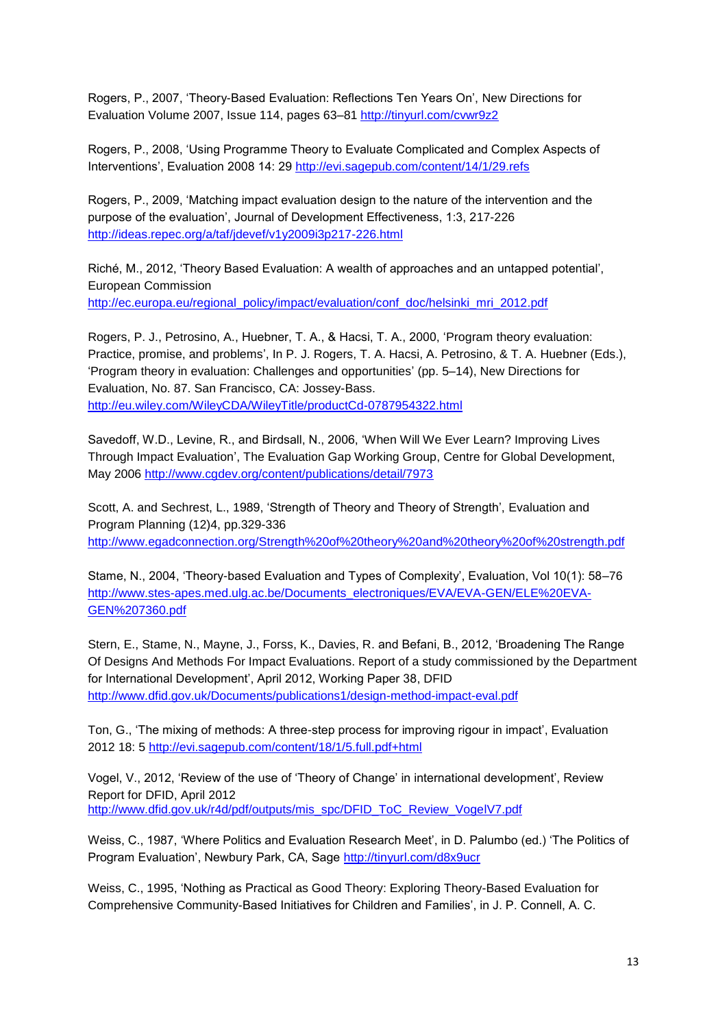Rogers, P., 2007, 'Theory-Based Evaluation: Reflections Ten Years On', New Directions for Evaluation Volume 2007, Issue 114, pages 63–81 http://tinyurl.com/cvwr9z2

Rogers, P., 2008, 'Using Programme Theory to Evaluate Complicated and Complex Aspects of Interventions', Evaluation 2008 14: 29 http://evi.sagepub.com/content/14/1/29.refs

Rogers, P., 2009, 'Matching impact evaluation design to the nature of the intervention and the purpose of the evaluation', Journal of Development Effectiveness, 1:3, 217-226 http://ideas.repec.org/a/taf/jdevef/v1y2009i3p217-226.html

Riché, M., 2012, 'Theory Based Evaluation: A wealth of approaches and an untapped potential', European Commission http://ec.europa.eu/regional_policy/impact/evaluation/conf_doc/helsinki_mri_2012.pdf

Rogers, P. J., Petrosino, A., Huebner, T. A., & Hacsi, T. A., 2000, 'Program theory evaluation: Practice, promise, and problems', In P. J. Rogers, T. A. Hacsi, A. Petrosino, & T. A. Huebner (Eds.), 'Program theory in evaluation: Challenges and opportunities' (pp. 5–14), New Directions for Evaluation, No. 87. San Francisco, CA: Jossey-Bass. http://eu.wiley.com/WileyCDA/WileyTitle/productCd-0787954322.html

Savedoff, W.D., Levine, R., and Birdsall, N., 2006, 'When Will We Ever Learn? Improving Lives Through Impact Evaluation', The Evaluation Gap Working Group, Centre for Global Development, May 2006 http://www.cgdev.org/content/publications/detail/7973

Scott, A. and Sechrest, L., 1989, 'Strength of Theory and Theory of Strength', Evaluation and Program Planning (12)4, pp.329-336 http://www.egadconnection.org/Strength%20of%20theory%20and%20theory%20of%20strength.pdf

Stame, N., 2004, 'Theory-based Evaluation and Types of Complexity', Evaluation, Vol 10(1): 58–76 http://www.stes-apes.med.ulg.ac.be/Documents_electroniques/EVA/EVA-GEN/ELE%20EVA-GEN%207360.pdf

Stern, E., Stame, N., Mayne, J., Forss, K., Davies, R. and Befani, B., 2012, 'Broadening The Range Of Designs And Methods For Impact Evaluations. Report of a study commissioned by the Department for International Development', April 2012, Working Paper 38, DFID http://www.dfid.gov.uk/Documents/publications1/design-method-impact-eval.pdf

Ton, G., 'The mixing of methods: A three-step process for improving rigour in impact', Evaluation 2012 18: 5 http://evi.sagepub.com/content/18/1/5.full.pdf+html

Vogel, V., 2012, 'Review of the use of 'Theory of Change' in international development', Review Report for DFID, April 2012 http://www.dfid.gov.uk/r4d/pdf/outputs/mis_spc/DFID_ToC_Review_VogelV7.pdf

Weiss, C., 1987, 'Where Politics and Evaluation Research Meet', in D. Palumbo (ed.) 'The Politics of Program Evaluation', Newbury Park, CA, Sage http://tinyurl.com/d8x9ucr

Weiss, C., 1995, 'Nothing as Practical as Good Theory: Exploring Theory-Based Evaluation for Comprehensive Community-Based Initiatives for Children and Families', in J. P. Connell, A. C.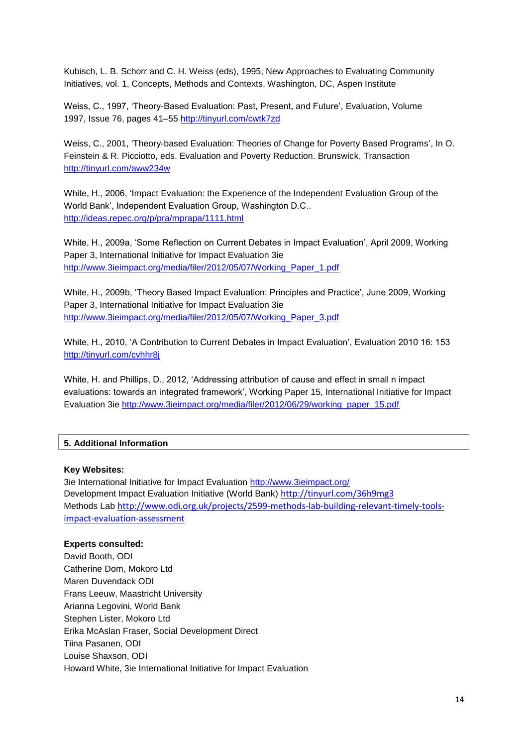Kubisch, L. B. Schorr and C. H. Weiss (eds), 1995, New Approaches to Evaluating Community Initiatives, vol. 1, Concepts, Methods and Contexts, Washington, DC, Aspen Institute

Weiss, C., 1997, 'Theory-Based Evaluation: Past, Present, and Future', Evaluation, Volume 1997, Issue 76, pages 41–55 http://tinyurl.com/cwtk7zd

Weiss, C., 2001, 'Theory-based Evaluation: Theories of Change for Poverty Based Programs', In O. Feinstein & R. Picciotto, eds. Evaluation and Poverty Reduction. Brunswick, Transaction http://tinyurl.com/aww234w

White, H., 2006, 'Impact Evaluation: the Experience of the Independent Evaluation Group of the World Bank', Independent Evaluation Group, Washington D.C.. http://ideas.repec.org/p/pra/mprapa/1111.html

White, H., 2009a, 'Some Reflection on Current Debates in Impact Evaluation', April 2009, Working Paper 3, International Initiative for Impact Evaluation 3ie http://www.3ieimpact.org/media/filer/2012/05/07/Working_Paper_1.pdf

White, H., 2009b, 'Theory Based Impact Evaluation: Principles and Practice', June 2009, Working Paper 3, International Initiative for Impact Evaluation 3ie http://www.3ieimpact.org/media/filer/2012/05/07/Working_Paper_3.pdf

White, H., 2010, 'A Contribution to Current Debates in Impact Evaluation', Evaluation 2010 16: 153 http://tinyurl.com/cvhhr8j

White, H. and Phillips, D., 2012, 'Addressing attribution of cause and effect in small n impact evaluations: towards an integrated framework', Working Paper 15, International Initiative for Impact Evaluation 3ie http://www.3ieimpact.org/media/filer/2012/06/29/working_paper_15.pdf

## 5. Additional Information

**Key Websites:**
3ie International Initiative for Impact Evaluation http://www.3ieimpact.org/
Development Impact Evaluation Initiative (World Bank) http://tinyurl.com/36h9mg3
Methods Lab http://www.odi.org.uk/projects/2599-methods-lab-building-relevant-timely-tools-impact-evaluation-assessment

**Experts consulted:**
David Booth, ODI
Catherine Dom, Mokoro Ltd
Maren Duvendack ODI
Frans Leeuw, Maastricht University
Arianna Legovini, World Bank
Stephen Lister, Mokoro Ltd
Erika McAslan Fraser, Social Development Direct
Tiina Pasanen, ODI
Louise Shaxson, ODI
Howard White, 3ie International Initiative for Impact Evaluation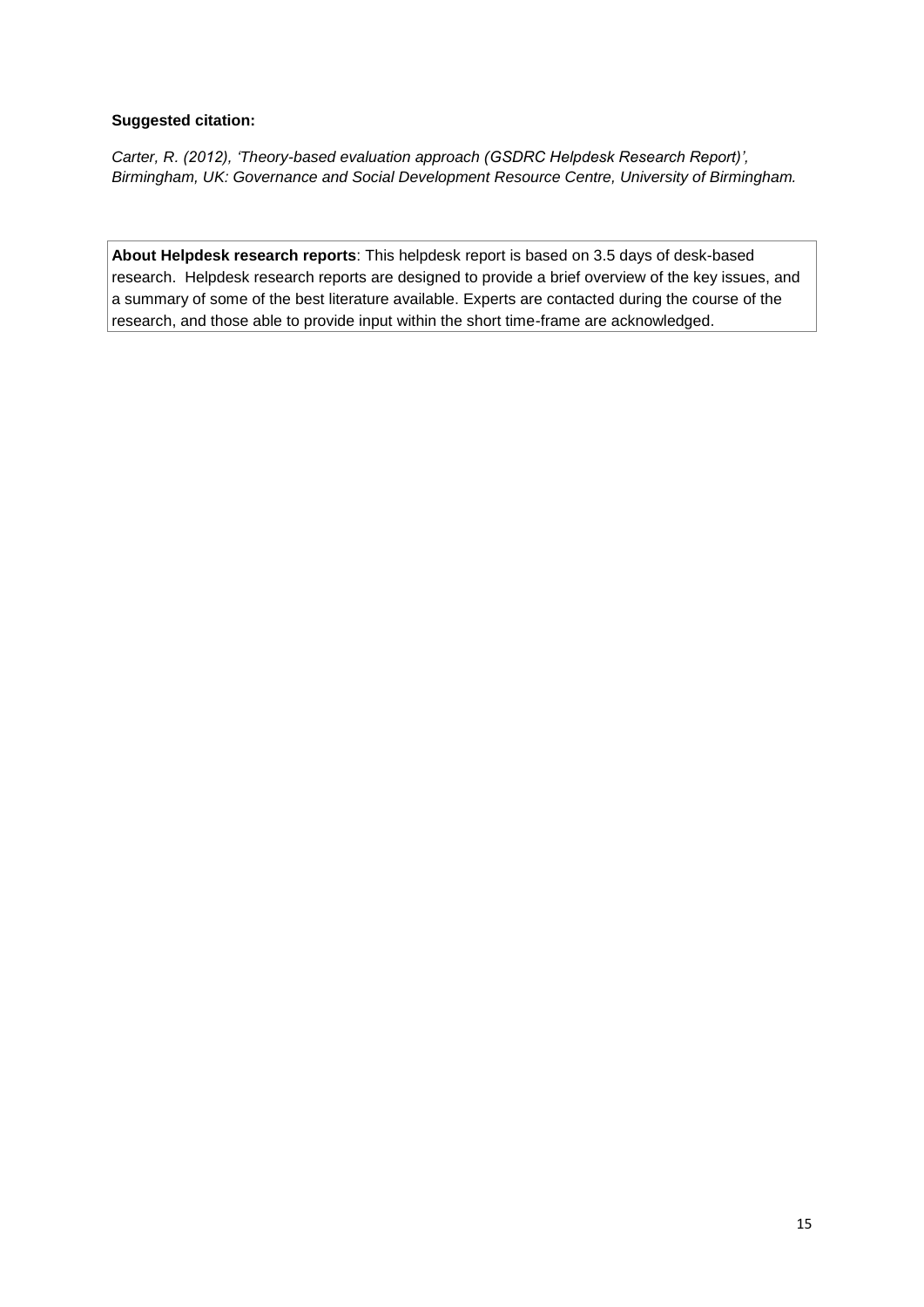**Suggested citation:**

*Carter, R. (2012), 'Theory-based evaluation approach (GSDRC Helpdesk Research Report)', Birmingham, UK: Governance and Social Development Resource Centre, University of Birmingham.*

**About Helpdesk research reports**: This helpdesk report is based on 3.5 days of desk-based research. Helpdesk research reports are designed to provide a brief overview of the key issues, and a summary of some of the best literature available. Experts are contacted during the course of the research, and those able to provide input within the short time-frame are acknowledged.